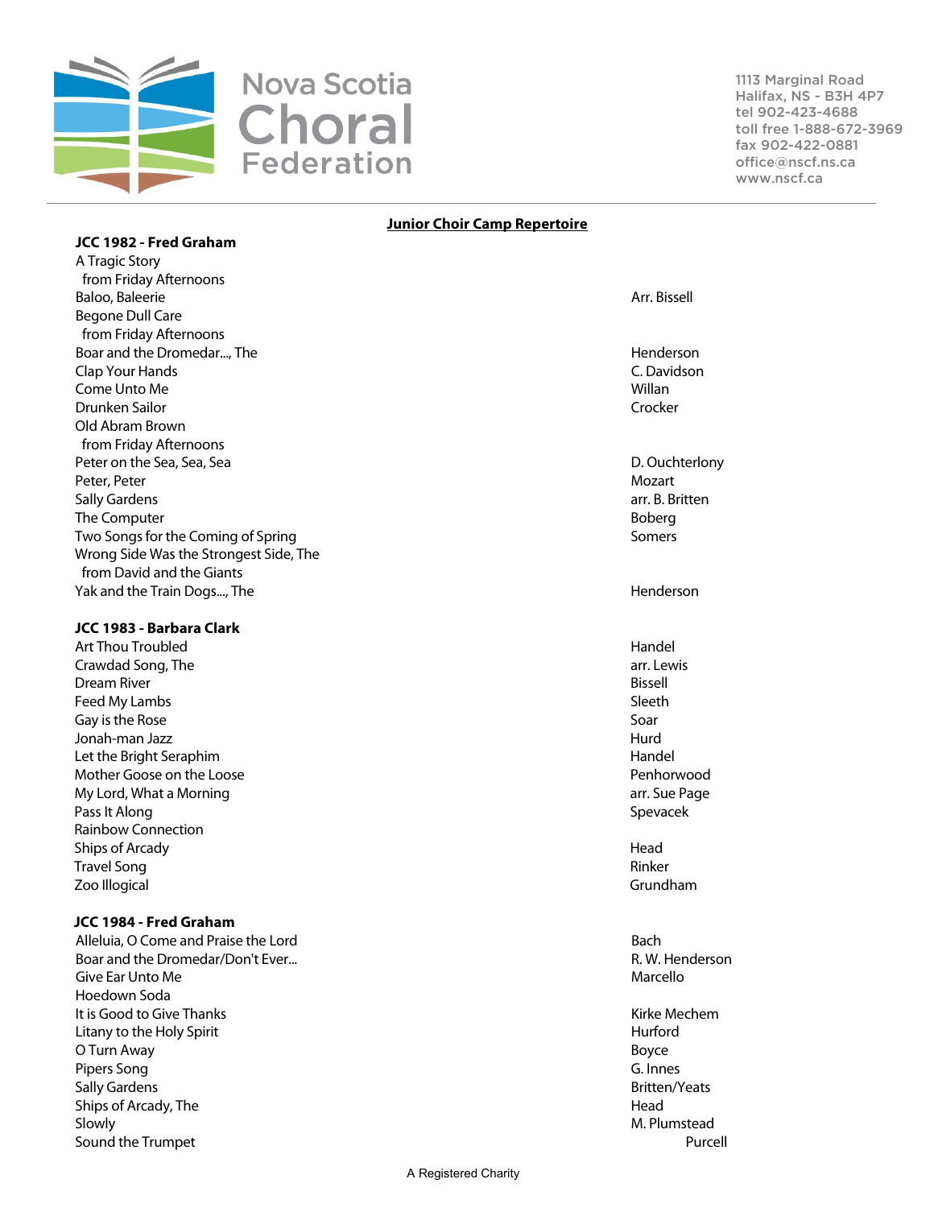Nova Scotia Choral Federation

1113 Marginal Road
Halifax, NS - B3H 4P7
tel 902-423-4688
toll free 1-888-672-3969
fax 902-422-0881
office@nscf.ns.ca
www.nscf.ca

## Junior Choir Camp Repertoire

### JCC 1982 - Fred Graham

| Title | Composer/Arranger |
|---|---|
| A Tragic Story<br>from Friday Afternoons | |
| Baloo, Baleerie | Arr. Bissell |
| Begone Dull Care<br>from Friday Afternoons | |
| Boar and the Dromedar..., The | Henderson |
| Clap Your Hands | C. Davidson |
| Come Unto Me | Willan |
| Drunken Sailor | Crocker |
| Old Abram Brown<br>from Friday Afternoons | |
| Peter on the Sea, Sea, Sea | D. Ouchterlony |
| Peter, Peter | Mozart |
| Sally Gardens | arr. B. Britten |
| The Computer | Boberg |
| Two Songs for the Coming of Spring | Somers |
| Wrong Side Was the Strongest Side, The<br>from David and the Giants | |
| Yak and the Train Dogs..., The | Henderson |

### JCC 1983 - Barbara Clark

| Title | Composer/Arranger |
|---|---|
| Art Thou Troubled | Handel |
| Crawdad Song, The | arr. Lewis |
| Dream River | Bissell |
| Feed My Lambs | Sleeth |
| Gay is the Rose | Soar |
| Jonah-man Jazz | Hurd |
| Let the Bright Seraphim | Handel |
| Mother Goose on the Loose | Penhorwood |
| My Lord, What a Morning | arr. Sue Page |
| Pass It Along | Spevacek |
| Rainbow Connection | |
| Ships of Arcady | Head |
| Travel Song | Rinker |
| Zoo Illogical | Grundham |

### JCC 1984 - Fred Graham

| Title | Composer/Arranger |
|---|---|
| Alleluia, O Come and Praise the Lord | Bach |
| Boar and the Dromedar/Don't Ever... | R. W. Henderson |
| Give Ear Unto Me | Marcello |
| Hoedown Soda | |
| It is Good to Give Thanks | Kirke Mechem |
| Litany to the Holy Spirit | Hurford |
| O Turn Away | Boyce |
| Pipers Song | G. Innes |
| Sally Gardens | Britten/Yeats |
| Ships of Arcady, The | Head |
| Slowly | M. Plumstead |
| Sound the Trumpet | Purcell |

A Registered Charity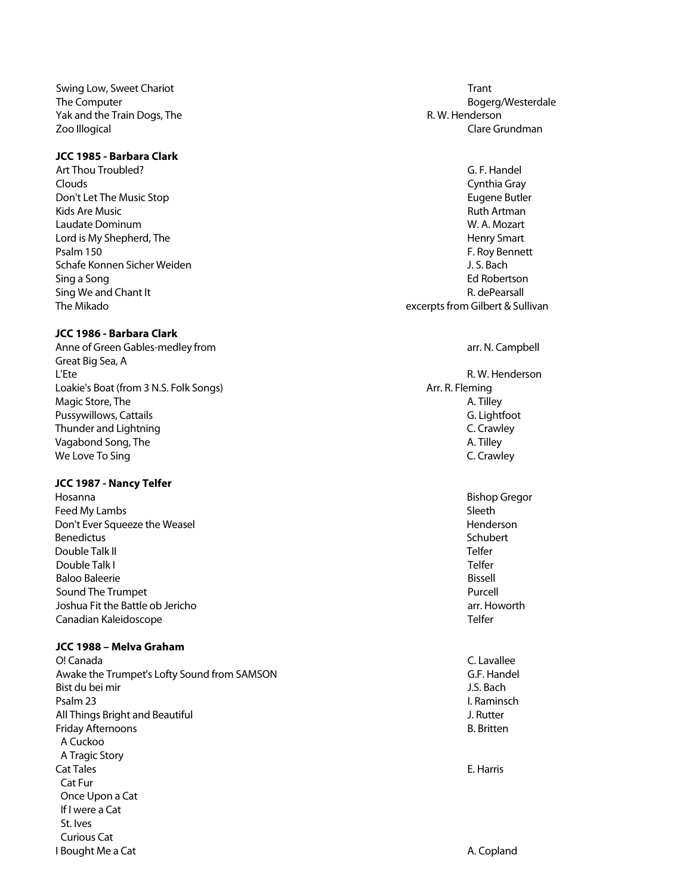| | |
|---|---|
| Swing Low, Sweet Chariot | Trant |
| The Computer | Bogerg/Westerdale |
| Yak and the Train Dogs, The | R. W. Henderson |
| Zoo Illogical | Clare Grundman |

**JCC 1985 - Barbara Clark**

| | |
|---|---|
| Art Thou Troubled? | G. F. Handel |
| Clouds | Cynthia Gray |
| Don't Let The Music Stop | Eugene Butler |
| Kids Are Music | Ruth Artman |
| Laudate Dominum | W. A. Mozart |
| Lord is My Shepherd, The | Henry Smart |
| Psalm 150 | F. Roy Bennett |
| Schafe Konnen Sicher Weiden | J. S. Bach |
| Sing a Song | Ed Robertson |
| Sing We and Chant It | R. dePearsall |
| The Mikado | excerpts from Gilbert & Sullivan |

**JCC 1986 - Barbara Clark**

| | |
|---|---|
| Anne of Green Gables-medley from | arr. N. Campbell |
| Great Big Sea, A | |
| L'Ete | R. W. Henderson |
| Loakie's Boat (from 3 N.S. Folk Songs) | Arr. R. Fleming |
| Magic Store, The | A. Tilley |
| Pussywillows, Cattails | G. Lightfoot |
| Thunder and Lightning | C. Crawley |
| Vagabond Song, The | A. Tilley |
| We Love To Sing | C. Crawley |

**JCC 1987 - Nancy Telfer**

| | |
|---|---|
| Hosanna | Bishop Gregor |
| Feed My Lambs | Sleeth |
| Don't Ever Squeeze the Weasel | Henderson |
| Benedictus | Schubert |
| Double Talk II | Telfer |
| Double Talk I | Telfer |
| Baloo Baleerie | Bissell |
| Sound The Trumpet | Purcell |
| Joshua Fit the Battle ob Jericho | arr. Howorth |
| Canadian Kaleidoscope | Telfer |

**JCC 1988 – Melva Graham**

| | |
|---|---|
| O! Canada | C. Lavallee |
| Awake the Trumpet's Lofty Sound from SAMSON | G.F. Handel |
| Bist du bei mir | J.S. Bach |
| Psalm 23 | I. Raminsch |
| All Things Bright and Beautiful | J. Rutter |
| Friday Afternoons | B. Britten |
| A Cuckoo | |
| A Tragic Story | |
| Cat Tales | E. Harris |
| Cat Fur | |
| Once Upon a Cat | |
| If I were a Cat | |
| St. Ives | |
| Curious Cat | |
| I Bought Me a Cat | A. Copland |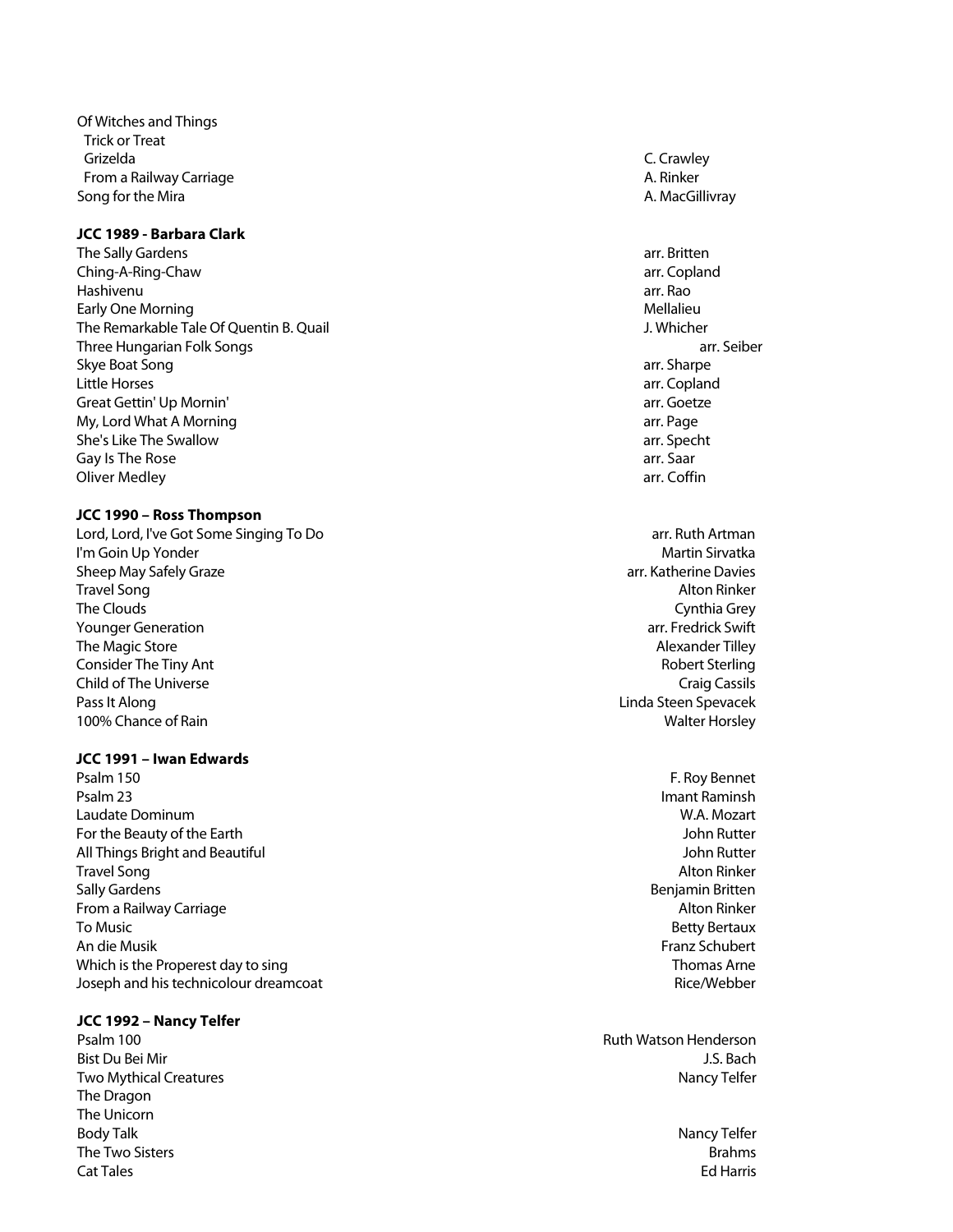Of Witches and Things
  Trick or Treat
  Grizelda — C. Crawley
  From a Railway Carriage — A. Rinker
Song for the Mira — A. MacGillivray

**JCC 1989 - Barbara Clark**

The Sally Gardens — arr. Britten
Ching-A-Ring-Chaw — arr. Copland
Hashivenu — arr. Rao
Early One Morning — Mellalieu
The Remarkable Tale Of Quentin B. Quail — J. Whicher
Three Hungarian Folk Songs — arr. Seiber
Skye Boat Song — arr. Sharpe
Little Horses — arr. Copland
Great Gettin' Up Mornin' — arr. Goetze
My, Lord What A Morning — arr. Page
She's Like The Swallow — arr. Specht
Gay Is The Rose — arr. Saar
Oliver Medley — arr. Coffin

**JCC 1990 – Ross Thompson**

Lord, Lord, I've Got Some Singing To Do — arr. Ruth Artman
I'm Goin Up Yonder — Martin Sirvatka
Sheep May Safely Graze — arr. Katherine Davies
Travel Song — Alton Rinker
The Clouds — Cynthia Grey
Younger Generation — arr. Fredrick Swift
The Magic Store — Alexander Tilley
Consider The Tiny Ant — Robert Sterling
Child of The Universe — Craig Cassils
Pass It Along — Linda Steen Spevacek
100% Chance of Rain — Walter Horsley

**JCC 1991 – Iwan Edwards**

Psalm 150 — F. Roy Bennet
Psalm 23 — Imant Raminsh
Laudate Dominum — W.A. Mozart
For the Beauty of the Earth — John Rutter
All Things Bright and Beautiful — John Rutter
Travel Song — Alton Rinker
Sally Gardens — Benjamin Britten
From a Railway Carriage — Alton Rinker
To Music — Betty Bertaux
An die Musik — Franz Schubert
Which is the Properest day to sing — Thomas Arne
Joseph and his technicolour dreamcoat — Rice/Webber

**JCC 1992 – Nancy Telfer**

Psalm 100 — Ruth Watson Henderson
Bist Du Bei Mir — J.S. Bach
Two Mythical Creatures — Nancy Telfer
The Dragon
The Unicorn
Body Talk — Nancy Telfer
The Two Sisters — Brahms
Cat Tales — Ed Harris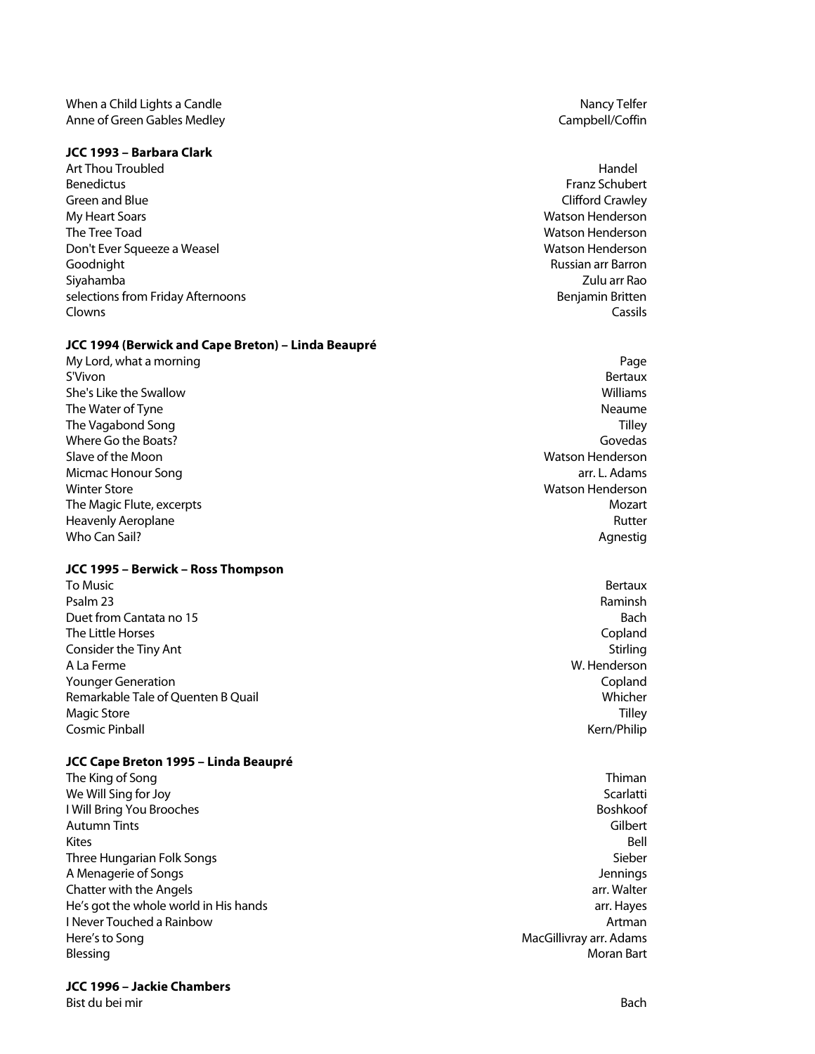| | |
|---|---|
| When a Child Lights a Candle | Nancy Telfer |
| Anne of Green Gables Medley | Campbell/Coffin |

**JCC 1993 – Barbara Clark**

| | |
|---|---|
| Art Thou Troubled | Handel |
| Benedictus | Franz Schubert |
| Green and Blue | Clifford Crawley |
| My Heart Soars | Watson Henderson |
| The Tree Toad | Watson Henderson |
| Don't Ever Squeeze a Weasel | Watson Henderson |
| Goodnight | Russian arr Barron |
| Siyahamba | Zulu arr Rao |
| selections from Friday Afternoons | Benjamin Britten |
| Clowns | Cassils |

**JCC 1994 (Berwick and Cape Breton) – Linda Beaupré**

| | |
|---|---|
| My Lord, what a morning | Page |
| S'Vivon | Bertaux |
| She's Like the Swallow | Williams |
| The Water of Tyne | Neaume |
| The Vagabond Song | Tilley |
| Where Go the Boats? | Govedas |
| Slave of the Moon | Watson Henderson |
| Micmac Honour Song | arr. L. Adams |
| Winter Store | Watson Henderson |
| The Magic Flute, excerpts | Mozart |
| Heavenly Aeroplane | Rutter |
| Who Can Sail? | Agnestig |

**JCC 1995 – Berwick – Ross Thompson**

| | |
|---|---|
| To Music | Bertaux |
| Psalm 23 | Raminsh |
| Duet from Cantata no 15 | Bach |
| The Little Horses | Copland |
| Consider the Tiny Ant | Stirling |
| A La Ferme | W. Henderson |
| Younger Generation | Copland |
| Remarkable Tale of Quenten B Quail | Whicher |
| Magic Store | Tilley |
| Cosmic Pinball | Kern/Philip |

**JCC Cape Breton 1995 – Linda Beaupré**

| | |
|---|---|
| The King of Song | Thiman |
| We Will Sing for Joy | Scarlatti |
| I Will Bring You Brooches | Boshkoof |
| Autumn Tints | Gilbert |
| Kites | Bell |
| Three Hungarian Folk Songs | Sieber |
| A Menagerie of Songs | Jennings |
| Chatter with the Angels | arr. Walter |
| He's got the whole world in His hands | arr. Hayes |
| I Never Touched a Rainbow | Artman |
| Here's to Song | MacGillivray arr. Adams |
| Blessing | Moran Bart |

**JCC 1996 – Jackie Chambers**

| | |
|---|---|
| Bist du bei mir | Bach |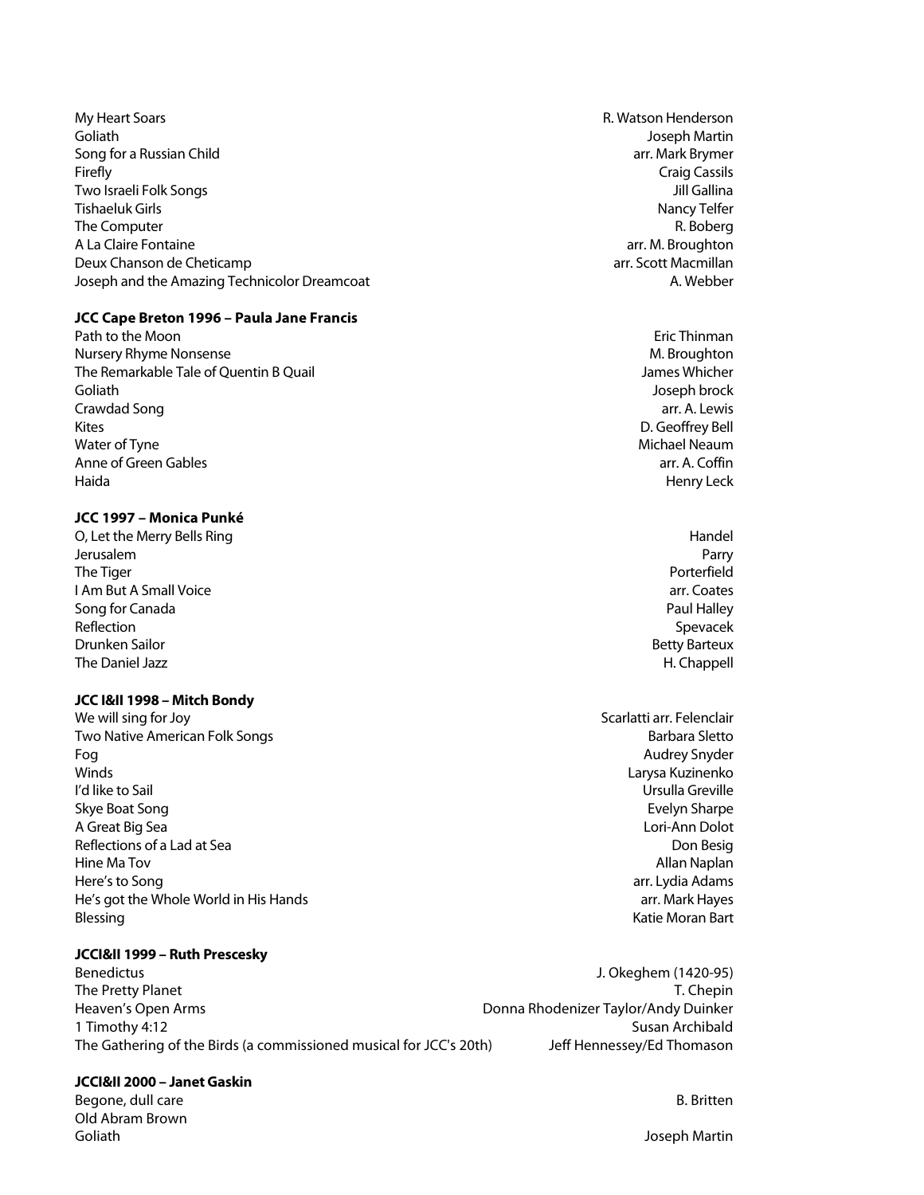My Heart Soars — R. Watson Henderson
Goliath — Joseph Martin
Song for a Russian Child — arr. Mark Brymer
Firefly — Craig Cassils
Two Israeli Folk Songs — Jill Gallina
Tishaeluk Girls — Nancy Telfer
The Computer — R. Boberg
A La Claire Fontaine — arr. M. Broughton
Deux Chanson de Cheticamp — arr. Scott Macmillan
Joseph and the Amazing Technicolor Dreamcoat — A. Webber

**JCC Cape Breton 1996 – Paula Jane Francis**

Path to the Moon — Eric Thinman
Nursery Rhyme Nonsense — M. Broughton
The Remarkable Tale of Quentin B Quail — James Whicher
Goliath — Joseph brock
Crawdad Song — arr. A. Lewis
Kites — D. Geoffrey Bell
Water of Tyne — Michael Neaum
Anne of Green Gables — arr. A. Coffin
Haida — Henry Leck

**JCC 1997 – Monica Punké**

O, Let the Merry Bells Ring — Handel
Jerusalem — Parry
The Tiger — Porterfield
I Am But A Small Voice — arr. Coates
Song for Canada — Paul Halley
Reflection — Spevacek
Drunken Sailor — Betty Barteux
The Daniel Jazz — H. Chappell

**JCC I&II 1998 – Mitch Bondy**

We will sing for Joy — Scarlatti arr. Felenclair
Two Native American Folk Songs — Barbara Sletto
Fog — Audrey Snyder
Winds — Larysa Kuzinenko
I'd like to Sail — Ursulla Greville
Skye Boat Song — Evelyn Sharpe
A Great Big Sea — Lori-Ann Dolot
Reflections of a Lad at Sea — Don Besig
Hine Ma Tov — Allan Naplan
Here's to Song — arr. Lydia Adams
He's got the Whole World in His Hands — arr. Mark Hayes
Blessing — Katie Moran Bart

**JCCI&II 1999 – Ruth Prescesky**

Benedictus — J. Okeghem (1420-95)
The Pretty Planet — T. Chepin
Heaven's Open Arms — Donna Rhodenizer Taylor/Andy Duinker
1 Timothy 4:12 — Susan Archibald
The Gathering of the Birds (a commissioned musical for JCC's 20th) — Jeff Hennessey/Ed Thomason

**JCCI&II 2000 – Janet Gaskin**

Begone, dull care — B. Britten
Old Abram Brown
Goliath — Joseph Martin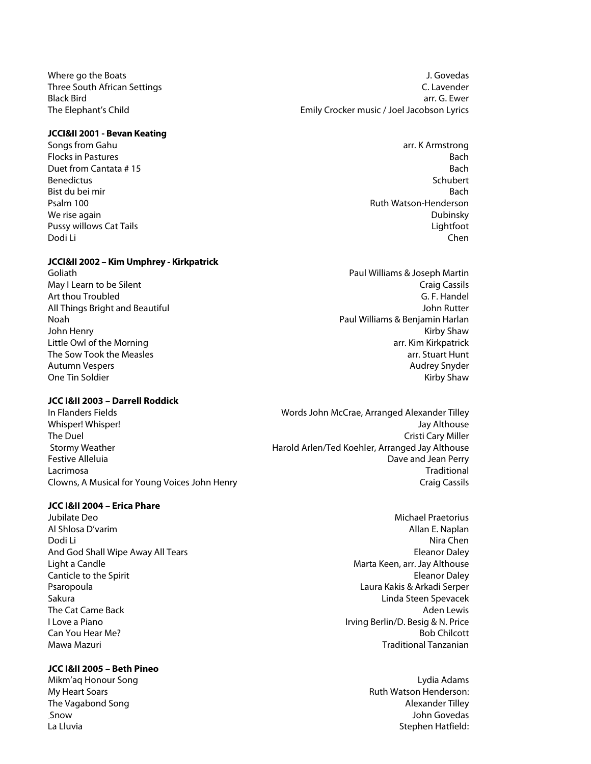Where go the Boats — J. Govedas
Three South African Settings — C. Lavender
Black Bird — arr. G. Ewer
The Elephant's Child — Emily Crocker music / Joel Jacobson Lyrics

**JCCI&II 2001 - Bevan Keating**

Songs from Gahu — arr. K Armstrong
Flocks in Pastures — Bach
Duet from Cantata # 15 — Bach
Benedictus — Schubert
Bist du bei mir — Bach
Psalm 100 — Ruth Watson-Henderson
We rise again — Dubinsky
Pussy willows Cat Tails — Lightfoot
Dodi Li — Chen

**JCCI&II 2002 – Kim Umphrey - Kirkpatrick**

Goliath — Paul Williams & Joseph Martin
May I Learn to be Silent — Craig Cassils
Art thou Troubled — G. F. Handel
All Things Bright and Beautiful — John Rutter
Noah — Paul Williams & Benjamin Harlan
John Henry — Kirby Shaw
Little Owl of the Morning — arr. Kim Kirkpatrick
The Sow Took the Measles — arr. Stuart Hunt
Autumn Vespers — Audrey Snyder
One Tin Soldier — Kirby Shaw

**JCC I&II 2003 – Darrell Roddick**

In Flanders Fields — Words John McCrae, Arranged Alexander Tilley
Whisper! Whisper! — Jay Althouse
The Duel — Cristi Cary Miller
Stormy Weather — Harold Arlen/Ted Koehler, Arranged Jay Althouse
Festive Alleluia — Dave and Jean Perry
Lacrimosa — Traditional
Clowns, A Musical for Young Voices John Henry — Craig Cassils

**JCC I&II 2004 – Erica Phare**

Jubilate Deo — Michael Praetorius
Al Shlosa D'varim — Allan E. Naplan
Dodi Li — Nira Chen
And God Shall Wipe Away All Tears — Eleanor Daley
Light a Candle — Marta Keen, arr. Jay Althouse
Canticle to the Spirit — Eleanor Daley
Psaropoula — Laura Kakis & Arkadi Serper
Sakura — Linda Steen Spevacek
The Cat Came Back — Aden Lewis
I Love a Piano — Irving Berlin/D. Besig & N. Price
Can You Hear Me? — Bob Chilcott
Mawa Mazuri — Traditional Tanzanian

**JCC I&II 2005 – Beth Pineo**

Mikm'aq Honour Song — Lydia Adams
My Heart Soars — Ruth Watson Henderson:
The Vagabond Song — Alexander Tilley
Snow — John Govedas
La Lluvia — Stephen Hatfield: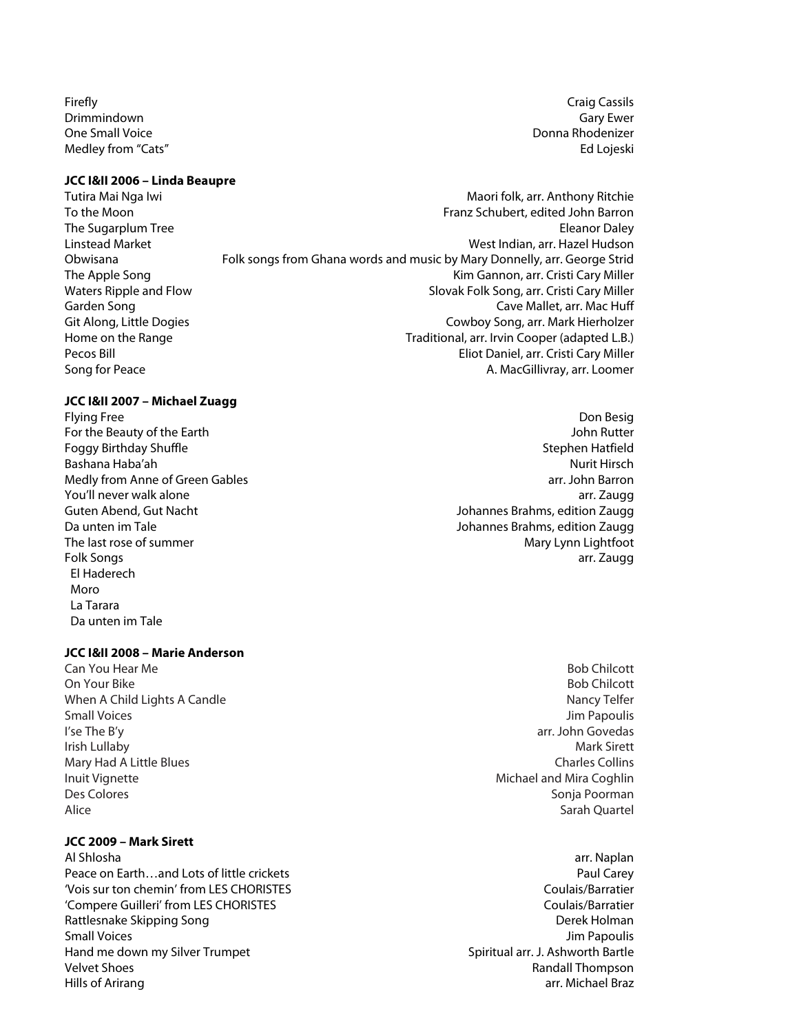Firefly — Craig Cassils
Drimmindown — Gary Ewer
One Small Voice — Donna Rhodenizer
Medley from "Cats" — Ed Lojeski

**JCC I&II 2006 – Linda Beaupre**

Tutira Mai Nga Iwi — Maori folk, arr. Anthony Ritchie
To the Moon — Franz Schubert, edited John Barron
The Sugarplum Tree — Eleanor Daley
Linstead Market — West Indian, arr. Hazel Hudson
Obwisana — Folk songs from Ghana words and music by Mary Donnelly, arr. George Strid
The Apple Song — Kim Gannon, arr. Cristi Cary Miller
Waters Ripple and Flow — Slovak Folk Song, arr. Cristi Cary Miller
Garden Song — Cave Mallet, arr. Mac Huff
Git Along, Little Dogies — Cowboy Song, arr. Mark Hierholzer
Home on the Range — Traditional, arr. Irvin Cooper (adapted L.B.)
Pecos Bill — Eliot Daniel, arr. Cristi Cary Miller
Song for Peace — A. MacGillivray, arr. Loomer

**JCC I&II 2007 – Michael Zuagg**

Flying Free — Don Besig
For the Beauty of the Earth — John Rutter
Foggy Birthday Shuffle — Stephen Hatfield
Bashana Haba'ah — Nurit Hirsch
Medly from Anne of Green Gables — arr. John Barron
You'll never walk alone — arr. Zaugg
Guten Abend, Gut Nacht — Johannes Brahms, edition Zaugg
Da unten im Tale — Johannes Brahms, edition Zaugg
The last rose of summer — Mary Lynn Lightfoot
Folk Songs — arr. Zaugg
  El Haderech
  Moro
  La Tarara
  Da unten im Tale

**JCC I&II 2008 – Marie Anderson**

Can You Hear Me — Bob Chilcott
On Your Bike — Bob Chilcott
When A Child Lights A Candle — Nancy Telfer
Small Voices — Jim Papoulis
I'se The B'y — arr. John Govedas
Irish Lullaby — Mark Sirett
Mary Had A Little Blues — Charles Collins
Inuit Vignette — Michael and Mira Coghlin
Des Colores — Sonja Poorman
Alice — Sarah Quartel

**JCC 2009 – Mark Sirett**

Al Shlosha — arr. Naplan
Peace on Earth…and Lots of little crickets — Paul Carey
'Vois sur ton chemin' from LES CHORISTES — Coulais/Barratier
'Compere Guilleri' from LES CHORISTES — Coulais/Barratier
Rattlesnake Skipping Song — Derek Holman
Small Voices — Jim Papoulis
Hand me down my Silver Trumpet — Spiritual arr. J. Ashworth Bartle
Velvet Shoes — Randall Thompson
Hills of Arirang — arr. Michael Braz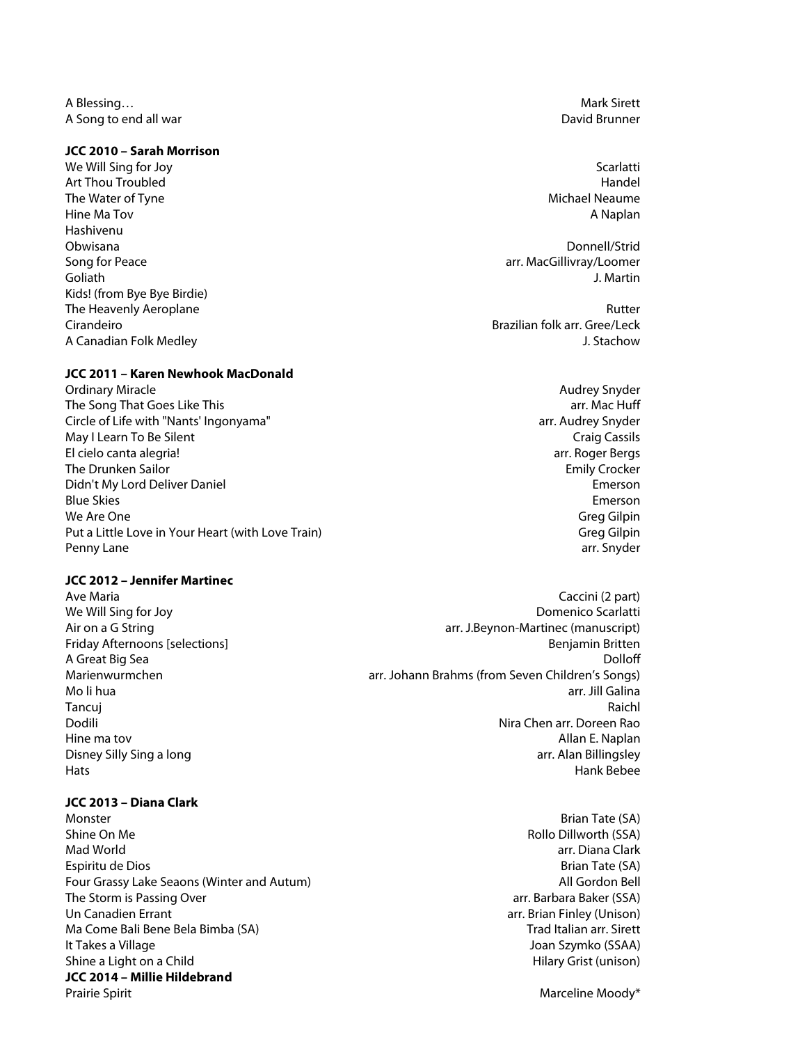| | |
|---|---|
| A Blessing… | Mark Sirett |
| A Song to end all war | David Brunner |

**JCC 2010 – Sarah Morrison**

| | |
|---|---|
| We Will Sing for Joy | Scarlatti |
| Art Thou Troubled | Handel |
| The Water of Tyne | Michael Neaume |
| Hine Ma Tov | A Naplan |
| Hashivenu | |
| Obwisana | Donnell/Strid |
| Song for Peace | arr. MacGillivray/Loomer |
| Goliath | J. Martin |
| Kids! (from Bye Bye Birdie) | |
| The Heavenly Aeroplane | Rutter |
| Cirandeiro | Brazilian folk arr. Gree/Leck |
| A Canadian Folk Medley | J. Stachow |

**JCC 2011 – Karen Newhook MacDonald**

| | |
|---|---|
| Ordinary Miracle | Audrey Snyder |
| The Song That Goes Like This | arr. Mac Huff |
| Circle of Life with "Nants' Ingonyama" | arr. Audrey Snyder |
| May I Learn To Be Silent | Craig Cassils |
| El cielo canta alegria! | arr. Roger Bergs |
| The Drunken Sailor | Emily Crocker |
| Didn't My Lord Deliver Daniel | Emerson |
| Blue Skies | Emerson |
| We Are One | Greg Gilpin |
| Put a Little Love in Your Heart (with Love Train) | Greg Gilpin |
| Penny Lane | arr. Snyder |

**JCC 2012 – Jennifer Martinec**

| | |
|---|---|
| Ave Maria | Caccini (2 part) |
| We Will Sing for Joy | Domenico Scarlatti |
| Air on a G String | arr. J.Beynon-Martinec (manuscript) |
| Friday Afternoons [selections] | Benjamin Britten |
| A Great Big Sea | Dolloff |
| Marienwurmchen | arr. Johann Brahms (from Seven Children's Songs) |
| Mo li hua | arr. Jill Galina |
| Tancuj | Raichl |
| Dodili | Nira Chen arr. Doreen Rao |
| Hine ma tov | Allan E. Naplan |
| Disney Silly Sing a long | arr. Alan Billingsley |
| Hats | Hank Bebee |

**JCC 2013 – Diana Clark**

| | |
|---|---|
| Monster | Brian Tate (SA) |
| Shine On Me | Rollo Dillworth (SSA) |
| Mad World | arr. Diana Clark |
| Espiritu de Dios | Brian Tate (SA) |
| Four Grassy Lake Seaons (Winter and Autum) | All Gordon Bell |
| The Storm is Passing Over | arr. Barbara Baker (SSA) |
| Un Canadien Errant | arr. Brian Finley (Unison) |
| Ma Come Bali Bene Bela Bimba (SA) | Trad Italian arr. Sirett |
| It Takes a Village | Joan Szymko (SSAA) |
| Shine a Light on a Child | Hilary Grist (unison) |

**JCC 2014 – Millie Hildebrand**

| | |
|---|---|
| Prairie Spirit | Marceline Moody* |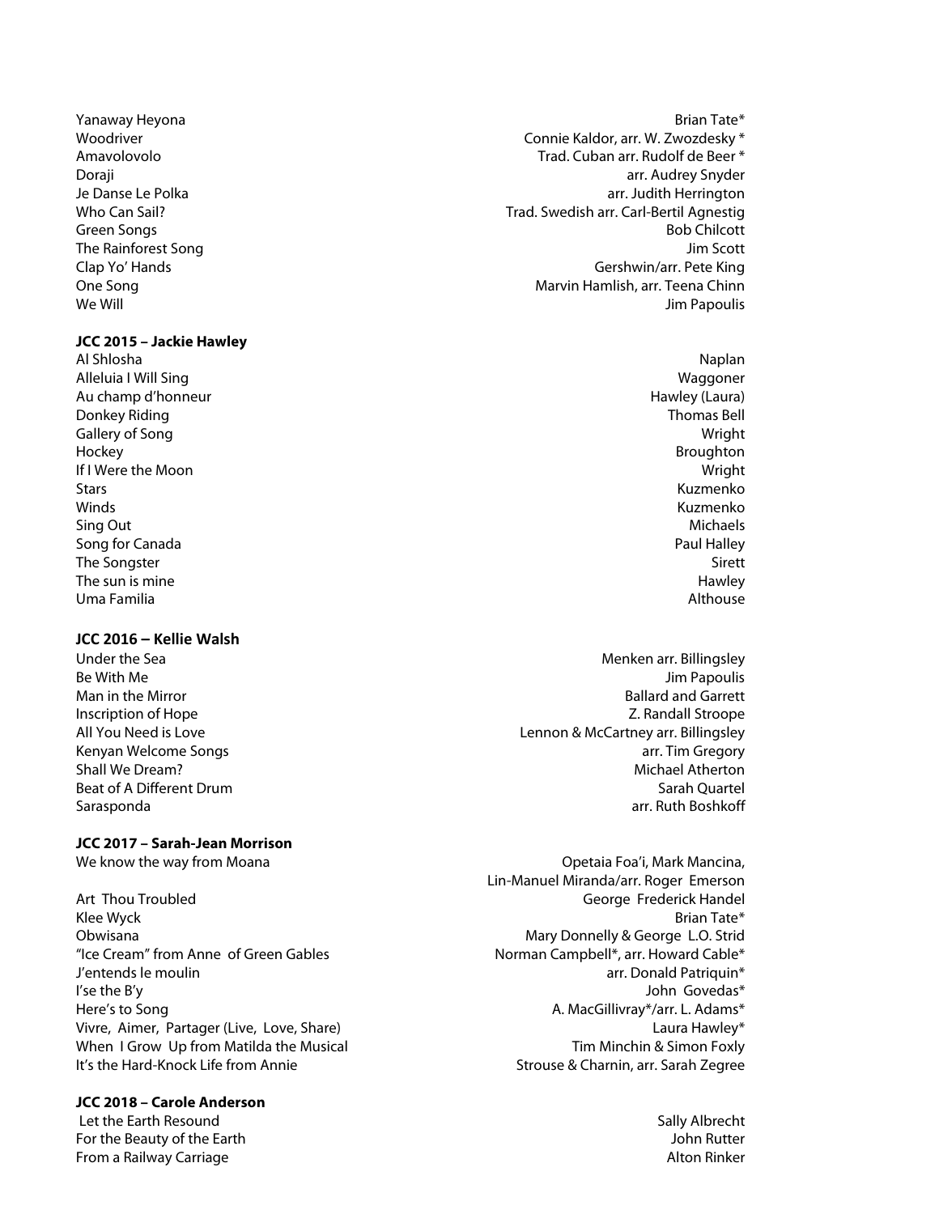| | |
|---|---|
| Yanaway Heyona | Brian Tate* |
| Woodriver | Connie Kaldor, arr. W. Zwozdesky * |
| Amavolovolo | Trad. Cuban arr. Rudolf de Beer * |
| Doraji | arr. Audrey Snyder |
| Je Danse Le Polka | arr. Judith Herrington |
| Who Can Sail? | Trad. Swedish arr. Carl-Bertil Agnestig |
| Green Songs | Bob Chilcott |
| The Rainforest Song | Jim Scott |
| Clap Yo' Hands | Gershwin/arr. Pete King |
| One Song | Marvin Hamlish, arr. Teena Chinn |
| We Will | Jim Papoulis |

**JCC 2015 – Jackie Hawley**

| | |
|---|---|
| Al Shlosha | Naplan |
| Alleluia I Will Sing | Waggoner |
| Au champ d'honneur | Hawley (Laura) |
| Donkey Riding | Thomas Bell |
| Gallery of Song | Wright |
| Hockey | Broughton |
| If I Were the Moon | Wright |
| Stars | Kuzmenko |
| Winds | Kuzmenko |
| Sing Out | Michaels |
| Song for Canada | Paul Halley |
| The Songster | Sirett |
| The sun is mine | Hawley |
| Uma Familia | Althouse |

**JCC 2016 – Kellie Walsh**

| | |
|---|---|
| Under the Sea | Menken arr. Billingsley |
| Be With Me | Jim Papoulis |
| Man in the Mirror | Ballard and Garrett |
| Inscription of Hope | Z. Randall Stroope |
| All You Need is Love | Lennon & McCartney arr. Billingsley |
| Kenyan Welcome Songs | arr. Tim Gregory |
| Shall We Dream? | Michael Atherton |
| Beat of A Different Drum | Sarah Quartel |
| Sarasponda | arr. Ruth Boshkoff |

**JCC 2017 – Sarah-Jean Morrison**

| | |
|---|---|
| We know the way from Moana | Opetaia Foa'i, Mark Mancina, Lin-Manuel Miranda/arr. Roger Emerson |
| Art Thou Troubled | George Frederick Handel |
| Klee Wyck | Brian Tate* |
| Obwisana | Mary Donnelly & George L.O. Strid |
| "Ice Cream" from Anne of Green Gables | Norman Campbell*, arr. Howard Cable* |
| J'entends le moulin | arr. Donald Patriquin* |
| I'se the B'y | John Govedas* |
| Here's to Song | A. MacGillivray*/arr. L. Adams* |
| Vivre, Aimer, Partager (Live, Love, Share) | Laura Hawley* |
| When I Grow Up from Matilda the Musical | Tim Minchin & Simon Foxly |
| It's the Hard-Knock Life from Annie | Strouse & Charnin, arr. Sarah Zegree |

**JCC 2018 – Carole Anderson**

| | |
|---|---|
| Let the Earth Resound | Sally Albrecht |
| For the Beauty of the Earth | John Rutter |
| From a Railway Carriage | Alton Rinker |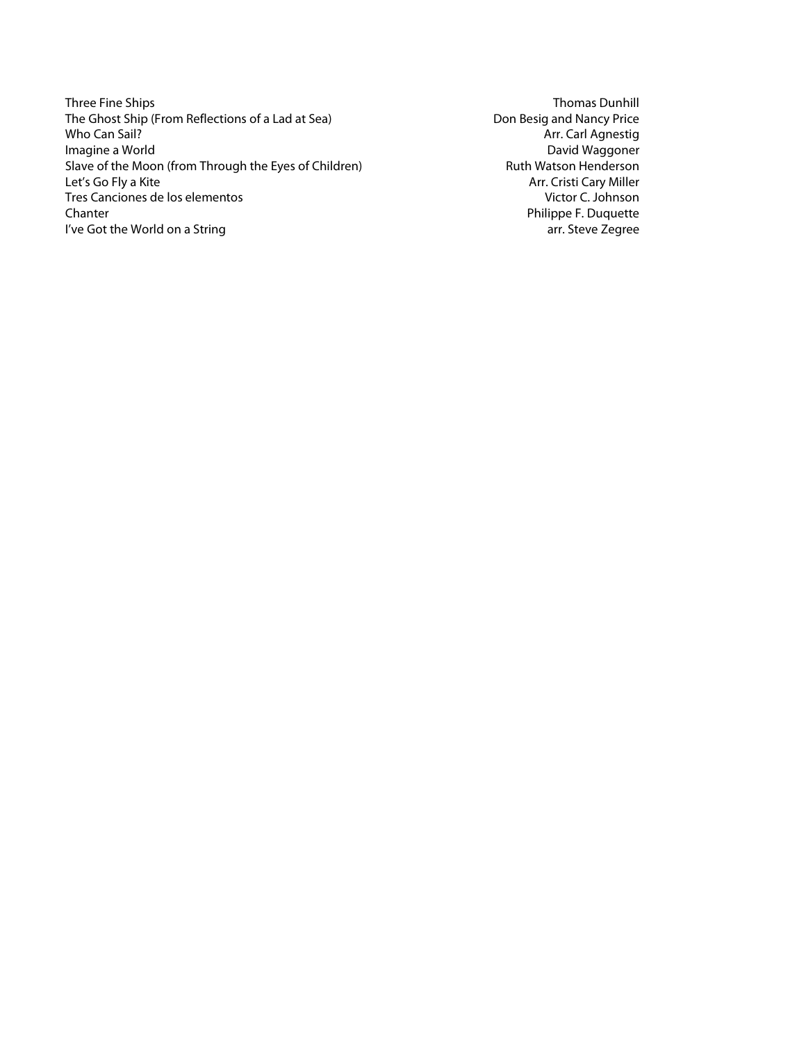| | |
|---|---|
| Three Fine Ships | Thomas Dunhill |
| The Ghost Ship (From Reflections of a Lad at Sea) | Don Besig and Nancy Price |
| Who Can Sail? | Arr. Carl Agnestig |
| Imagine a World | David Waggoner |
| Slave of the Moon (from Through the Eyes of Children) | Ruth Watson Henderson |
| Let's Go Fly a Kite | Arr. Cristi Cary Miller |
| Tres Canciones de los elementos | Victor C. Johnson |
| Chanter | Philippe F. Duquette |
| I've Got the World on a String | arr. Steve Zegree |